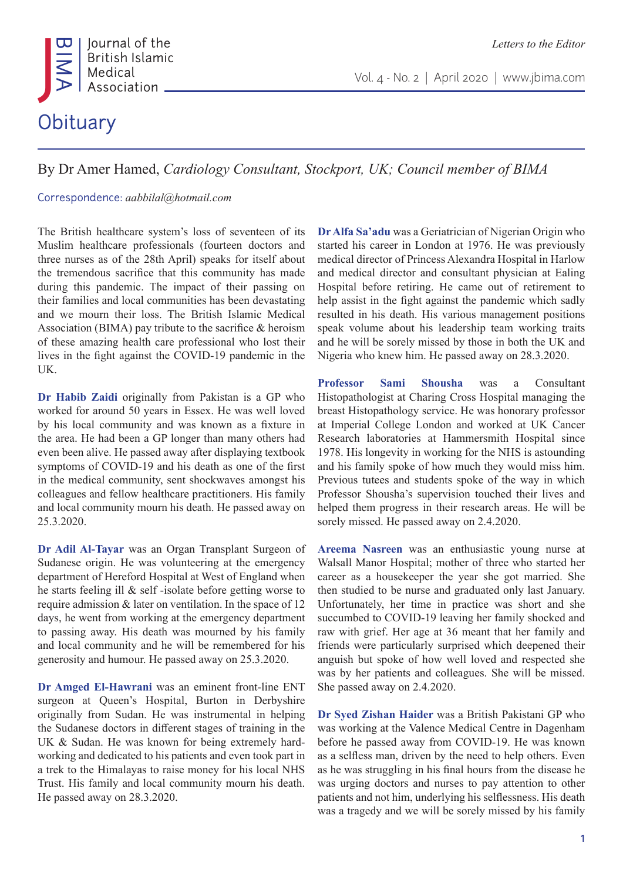# Obituary

By Dr Amer Hamed, *Cardiology Consultant, Stockport, UK; Council member of BIMA*

Correspondence: *aabbilal@hotmail.com*

The British healthcare system's loss of seventeen of its Muslim healthcare professionals (fourteen doctors and three nurses as of the 28th April) speaks for itself about the tremendous sacrifice that this community has made during this pandemic. The impact of their passing on their families and local communities has been devastating and we mourn their loss. The British Islamic Medical Association (BIMA) pay tribute to the sacrifice & heroism of these amazing health care professional who lost their lives in the fight against the COVID-19 pandemic in the UK.

**Dr Habib Zaidi** originally from Pakistan is a GP who worked for around 50 years in Essex. He was well loved by his local community and was known as a fixture in the area. He had been a GP longer than many others had even been alive. He passed away after displaying textbook symptoms of COVID-19 and his death as one of the first in the medical community, sent shockwaves amongst his colleagues and fellow healthcare practitioners. His family and local community mourn his death. He passed away on 25.3.2020.

**Dr Adil Al-Tayar** was an Organ Transplant Surgeon of Sudanese origin. He was volunteering at the emergency department of Hereford Hospital at West of England when he starts feeling ill & self -isolate before getting worse to require admission & later on ventilation. In the space of 12 days, he went from working at the emergency department to passing away. His death was mourned by his family and local community and he will be remembered for his generosity and humour. He passed away on 25.3.2020.

**Dr Amged El-Hawrani** was an eminent front-line ENT surgeon at Queen's Hospital, Burton in Derbyshire originally from Sudan. He was instrumental in helping the Sudanese doctors in different stages of training in the UK & Sudan. He was known for being extremely hard-working and dedicated to his patients and even took part in a trek to the Himalayas to raise money for his local NHS Trust. His family and local community mourn his death. He passed away on 28.3.2020.

**Dr Alfa Sa'adu** was a Geriatrician of Nigerian Origin who started his career in London at 1976. He was previously medical director of Princess Alexandra Hospital in Harlow and medical director and consultant physician at Ealing Hospital before retiring. He came out of retirement to help assist in the fight against the pandemic which sadly resulted in his death. His various management positions speak volume about his leadership team working traits and he will be sorely missed by those in both the UK and Nigeria who knew him. He passed away on 28.3.2020.

**Professor Sami Shousha** was a Consultant Histopathologist at Charing Cross Hospital managing the breast Histopathology service. He was honorary professor at Imperial College London and worked at UK Cancer Research laboratories at Hammersmith Hospital since 1978. His longevity in working for the NHS is astounding and his family spoke of how much they would miss him. Previous tutees and students spoke of the way in which Professor Shousha's supervision touched their lives and helped them progress in their research areas. He will be sorely missed. He passed away on 2.4.2020.

**Areema Nasreen** was an enthusiastic young nurse at Walsall Manor Hospital; mother of three who started her career as a housekeeper the year she got married. She then studied to be nurse and graduated only last January. Unfortunately, her time in practice was short and she succumbed to COVID-19 leaving her family shocked and raw with grief. Her age at 36 meant that her family and friends were particularly surprised which deepened their anguish but spoke of how well loved and respected she was by her patients and colleagues. She will be missed. She passed away on 2.4.2020.

**Dr Syed Zishan Haider** was a British Pakistani GP who was working at the Valence Medical Centre in Dagenham before he passed away from COVID-19. He was known as a selfless man, driven by the need to help others. Even as he was struggling in his final hours from the disease he was urging doctors and nurses to pay attention to other patients and not him, underlying his selflessness. His death was a tragedy and we will be sorely missed by his family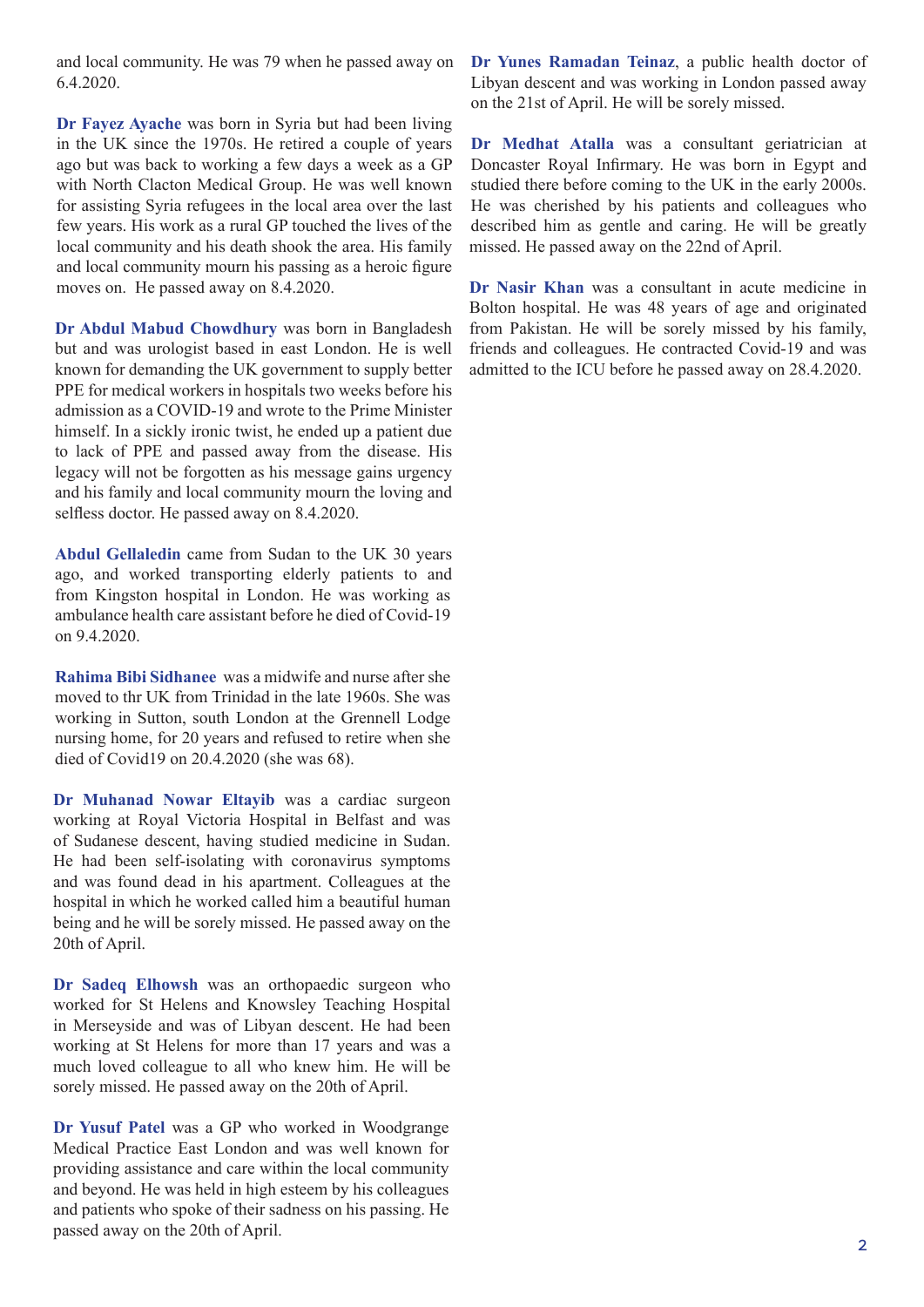and local community. He was 79 when he passed away on 6.4.2020.

**Dr Fayez Ayache** was born in Syria but had been living in the UK since the 1970s. He retired a couple of years ago but was back to working a few days a week as a GP with North Clacton Medical Group. He was well known for assisting Syria refugees in the local area over the last few years. His work as a rural GP touched the lives of the local community and his death shook the area. His family and local community mourn his passing as a heroic figure moves on. He passed away on 8.4.2020.

**Dr Abdul Mabud Chowdhury** was born in Bangladesh but and was urologist based in east London. He is well known for demanding the UK government to supply better PPE for medical workers in hospitals two weeks before his admission as a COVID-19 and wrote to the Prime Minister himself. In a sickly ironic twist, he ended up a patient due to lack of PPE and passed away from the disease. His legacy will not be forgotten as his message gains urgency and his family and local community mourn the loving and selfless doctor. He passed away on 8.4.2020.

**Abdul Gellaledin** came from Sudan to the UK 30 years ago, and worked transporting elderly patients to and from Kingston hospital in London. He was working as ambulance health care assistant before he died of Covid-19 on 9.4.2020.

**Rahima Bibi Sidhanee** was a midwife and nurse after she moved to thr UK from Trinidad in the late 1960s. She was working in Sutton, south London at the Grennell Lodge nursing home, for 20 years and refused to retire when she died of Covid19 on 20.4.2020 (she was 68).

**Dr Muhanad Nowar Eltayib** was a cardiac surgeon working at Royal Victoria Hospital in Belfast and was of Sudanese descent, having studied medicine in Sudan. He had been self-isolating with coronavirus symptoms and was found dead in his apartment. Colleagues at the hospital in which he worked called him a beautiful human being and he will be sorely missed. He passed away on the 20th of April.

**Dr Sadeq Elhowsh** was an orthopaedic surgeon who worked for St Helens and Knowsley Teaching Hospital in Merseyside and was of Libyan descent. He had been working at St Helens for more than 17 years and was a much loved colleague to all who knew him. He will be sorely missed. He passed away on the 20th of April.

**Dr Yusuf Patel** was a GP who worked in Woodgrange Medical Practice East London and was well known for providing assistance and care within the local community and beyond. He was held in high esteem by his colleagues and patients who spoke of their sadness on his passing. He passed away on the 20th of April.

**Dr Yunes Ramadan Teinaz**, a public health doctor of Libyan descent and was working in London passed away on the 21st of April. He will be sorely missed.

**Dr Medhat Atalla** was a consultant geriatrician at Doncaster Royal Infirmary. He was born in Egypt and studied there before coming to the UK in the early 2000s. He was cherished by his patients and colleagues who described him as gentle and caring. He will be greatly missed. He passed away on the 22nd of April.

**Dr Nasir Khan** was a consultant in acute medicine in Bolton hospital. He was 48 years of age and originated from Pakistan. He will be sorely missed by his family, friends and colleagues. He contracted Covid-19 and was admitted to the ICU before he passed away on 28.4.2020.